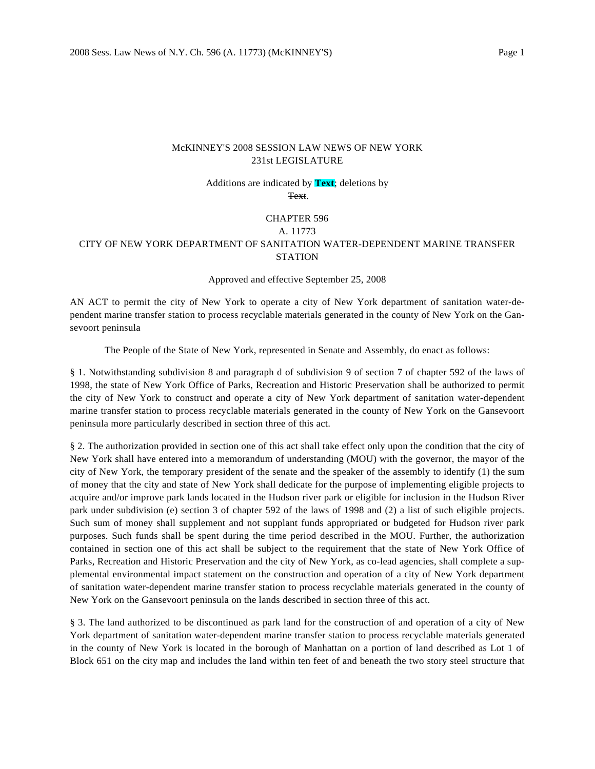McKINNEY'S 2008 SESSION LAW NEWS OF NEW YORK
231st LEGISLATURE

Additions are indicated by **Text**; deletions by ~~Text~~.

CHAPTER 596

A. 11773

CITY OF NEW YORK DEPARTMENT OF SANITATION WATER-DEPENDENT MARINE TRANSFER STATION

Approved and effective September 25, 2008

AN ACT to permit the city of New York to operate a city of New York department of sanitation water-dependent marine transfer station to process recyclable materials generated in the county of New York on the Gansevoort peninsula

The People of the State of New York, represented in Senate and Assembly, do enact as follows:

§ 1. Notwithstanding subdivision 8 and paragraph d of subdivision 9 of section 7 of chapter 592 of the laws of 1998, the state of New York Office of Parks, Recreation and Historic Preservation shall be authorized to permit the city of New York to construct and operate a city of New York department of sanitation water-dependent marine transfer station to process recyclable materials generated in the county of New York on the Gansevoort peninsula more particularly described in section three of this act.

§ 2. The authorization provided in section one of this act shall take effect only upon the condition that the city of New York shall have entered into a memorandum of understanding (MOU) with the governor, the mayor of the city of New York, the temporary president of the senate and the speaker of the assembly to identify (1) the sum of money that the city and state of New York shall dedicate for the purpose of implementing eligible projects to acquire and/or improve park lands located in the Hudson river park or eligible for inclusion in the Hudson River park under subdivision (e) section 3 of chapter 592 of the laws of 1998 and (2) a list of such eligible projects. Such sum of money shall supplement and not supplant funds appropriated or budgeted for Hudson river park purposes. Such funds shall be spent during the time period described in the MOU. Further, the authorization contained in section one of this act shall be subject to the requirement that the state of New York Office of Parks, Recreation and Historic Preservation and the city of New York, as co-lead agencies, shall complete a supplemental environmental impact statement on the construction and operation of a city of New York department of sanitation water-dependent marine transfer station to process recyclable materials generated in the county of New York on the Gansevoort peninsula on the lands described in section three of this act.

§ 3. The land authorized to be discontinued as park land for the construction of and operation of a city of New York department of sanitation water-dependent marine transfer station to process recyclable materials generated in the county of New York is located in the borough of Manhattan on a portion of land described as Lot 1 of Block 651 on the city map and includes the land within ten feet of and beneath the two story steel structure that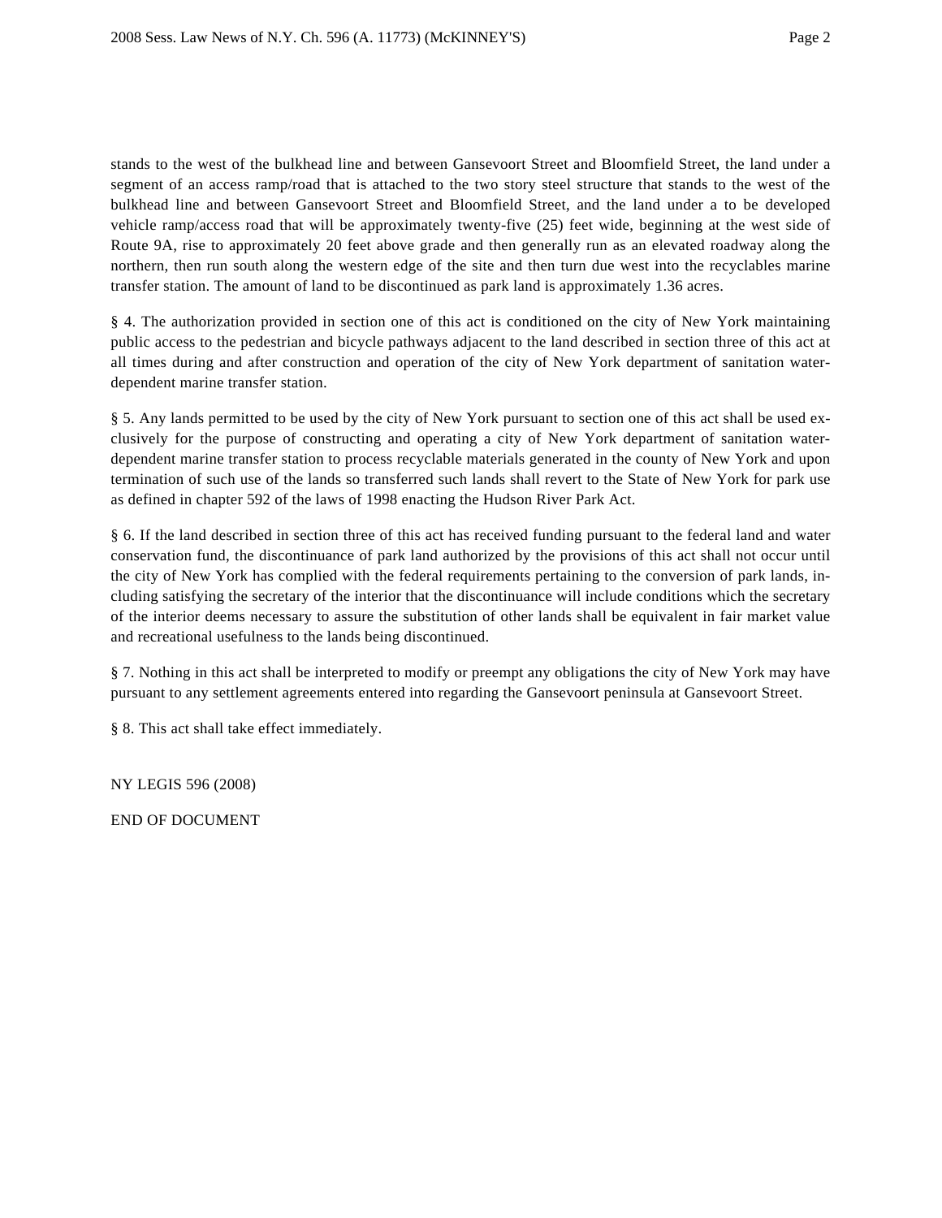stands to the west of the bulkhead line and between Gansevoort Street and Bloomfield Street, the land under a segment of an access ramp/road that is attached to the two story steel structure that stands to the west of the bulkhead line and between Gansevoort Street and Bloomfield Street, and the land under a to be developed vehicle ramp/access road that will be approximately twenty-five (25) feet wide, beginning at the west side of Route 9A, rise to approximately 20 feet above grade and then generally run as an elevated roadway along the northern, then run south along the western edge of the site and then turn due west into the recyclables marine transfer station. The amount of land to be discontinued as park land is approximately 1.36 acres.

§ 4. The authorization provided in section one of this act is conditioned on the city of New York maintaining public access to the pedestrian and bicycle pathways adjacent to the land described in section three of this act at all times during and after construction and operation of the city of New York department of sanitation water-dependent marine transfer station.

§ 5. Any lands permitted to be used by the city of New York pursuant to section one of this act shall be used exclusively for the purpose of constructing and operating a city of New York department of sanitation water-dependent marine transfer station to process recyclable materials generated in the county of New York and upon termination of such use of the lands so transferred such lands shall revert to the State of New York for park use as defined in chapter 592 of the laws of 1998 enacting the Hudson River Park Act.

§ 6. If the land described in section three of this act has received funding pursuant to the federal land and water conservation fund, the discontinuance of park land authorized by the provisions of this act shall not occur until the city of New York has complied with the federal requirements pertaining to the conversion of park lands, including satisfying the secretary of the interior that the discontinuance will include conditions which the secretary of the interior deems necessary to assure the substitution of other lands shall be equivalent in fair market value and recreational usefulness to the lands being discontinued.

§ 7. Nothing in this act shall be interpreted to modify or preempt any obligations the city of New York may have pursuant to any settlement agreements entered into regarding the Gansevoort peninsula at Gansevoort Street.

§ 8. This act shall take effect immediately.

NY LEGIS 596 (2008)

END OF DOCUMENT